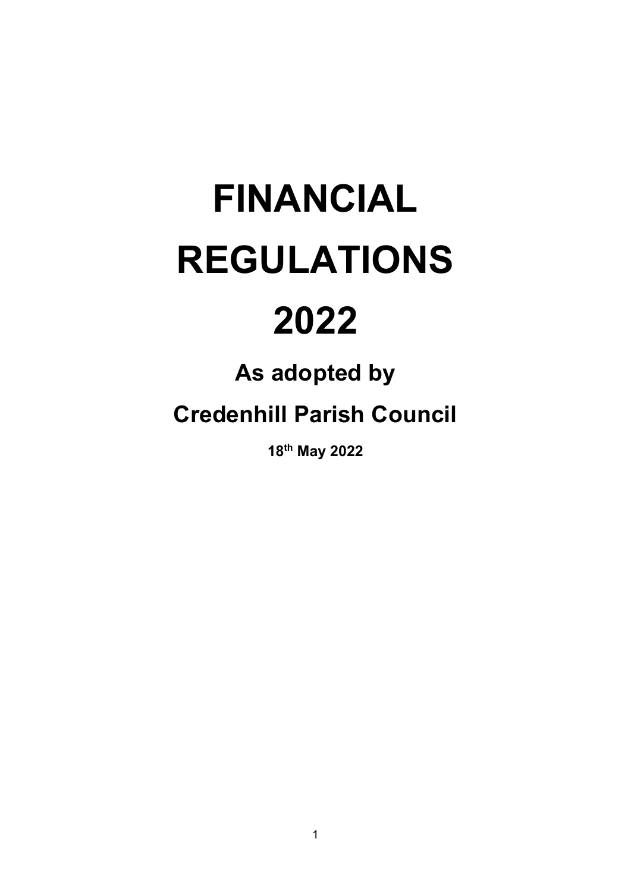# FINANCIAL REGULATIONS 2022

## As adopted by

## Credenhill Parish Council

**18th May 2022**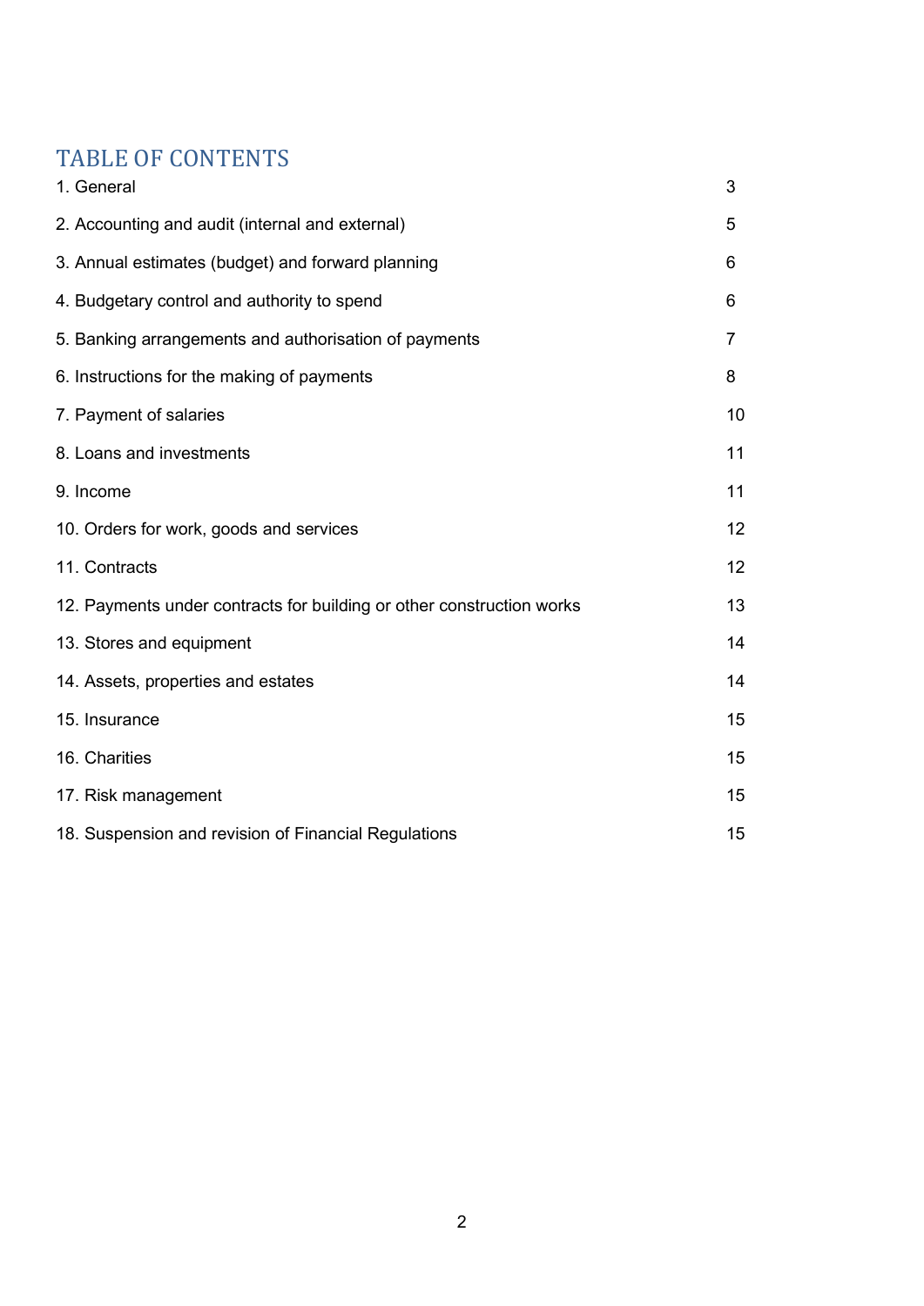# TABLE OF CONTENTS

| | |
|---|---|
| 1. General | 3 |
| 2. Accounting and audit (internal and external) | 5 |
| 3. Annual estimates (budget) and forward planning | 6 |
| 4. Budgetary control and authority to spend | 6 |
| 5. Banking arrangements and authorisation of payments | 7 |
| 6. Instructions for the making of payments | 8 |
| 7. Payment of salaries | 10 |
| 8. Loans and investments | 11 |
| 9. Income | 11 |
| 10. Orders for work, goods and services | 12 |
| 11. Contracts | 12 |
| 12. Payments under contracts for building or other construction works | 13 |
| 13. Stores and equipment | 14 |
| 14. Assets, properties and estates | 14 |
| 15. Insurance | 15 |
| 16. Charities | 15 |
| 17. Risk management | 15 |
| 18. Suspension and revision of Financial Regulations | 15 |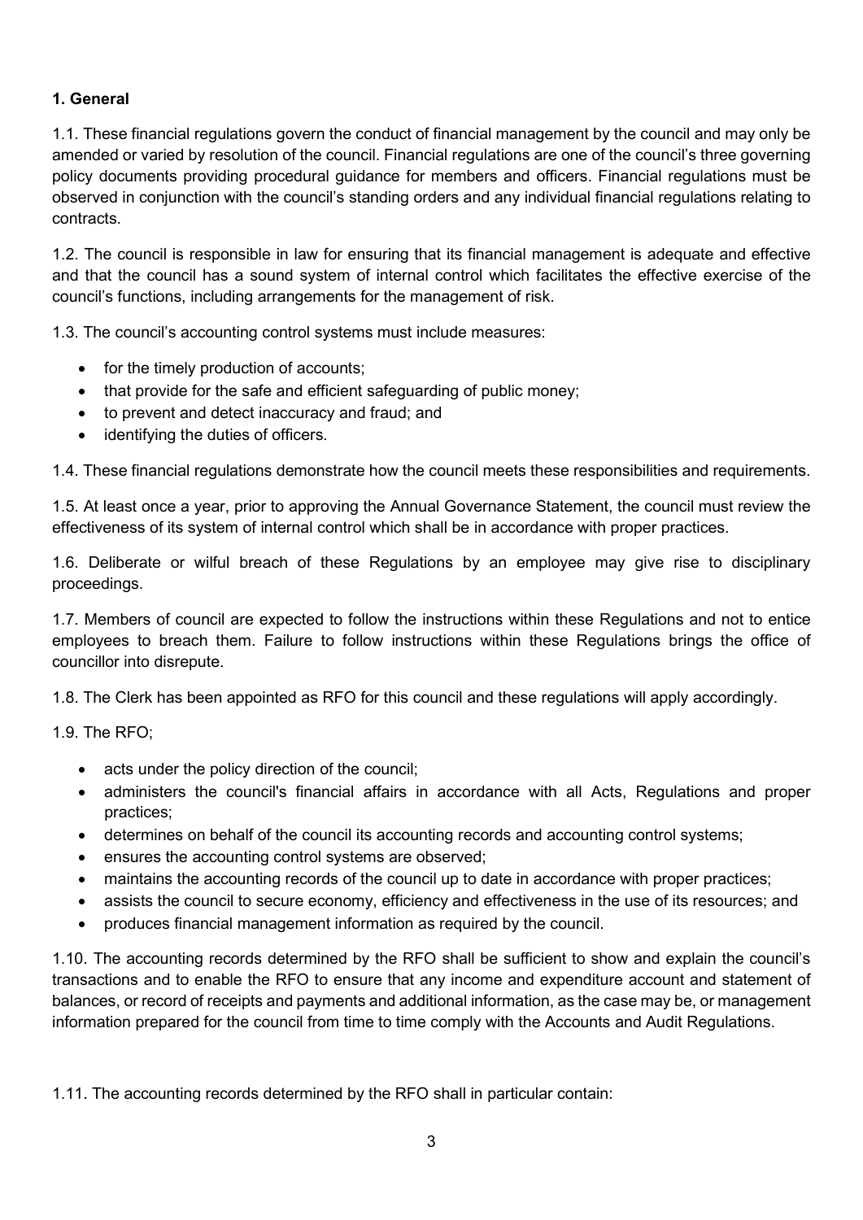**1. General**

1.1. These financial regulations govern the conduct of financial management by the council and may only be amended or varied by resolution of the council. Financial regulations are one of the council's three governing policy documents providing procedural guidance for members and officers. Financial regulations must be observed in conjunction with the council's standing orders and any individual financial regulations relating to contracts.

1.2. The council is responsible in law for ensuring that its financial management is adequate and effective and that the council has a sound system of internal control which facilitates the effective exercise of the council's functions, including arrangements for the management of risk.

1.3. The council's accounting control systems must include measures:

- for the timely production of accounts;
- that provide for the safe and efficient safeguarding of public money;
- to prevent and detect inaccuracy and fraud; and
- identifying the duties of officers.

1.4. These financial regulations demonstrate how the council meets these responsibilities and requirements.

1.5. At least once a year, prior to approving the Annual Governance Statement, the council must review the effectiveness of its system of internal control which shall be in accordance with proper practices.

1.6. Deliberate or wilful breach of these Regulations by an employee may give rise to disciplinary proceedings.

1.7. Members of council are expected to follow the instructions within these Regulations and not to entice employees to breach them. Failure to follow instructions within these Regulations brings the office of councillor into disrepute.

1.8. The Clerk has been appointed as RFO for this council and these regulations will apply accordingly.

1.9. The RFO;

- acts under the policy direction of the council;
- administers the council's financial affairs in accordance with all Acts, Regulations and proper practices;
- determines on behalf of the council its accounting records and accounting control systems;
- ensures the accounting control systems are observed;
- maintains the accounting records of the council up to date in accordance with proper practices;
- assists the council to secure economy, efficiency and effectiveness in the use of its resources; and
- produces financial management information as required by the council.

1.10. The accounting records determined by the RFO shall be sufficient to show and explain the council's transactions and to enable the RFO to ensure that any income and expenditure account and statement of balances, or record of receipts and payments and additional information, as the case may be, or management information prepared for the council from time to time comply with the Accounts and Audit Regulations.

1.11. The accounting records determined by the RFO shall in particular contain: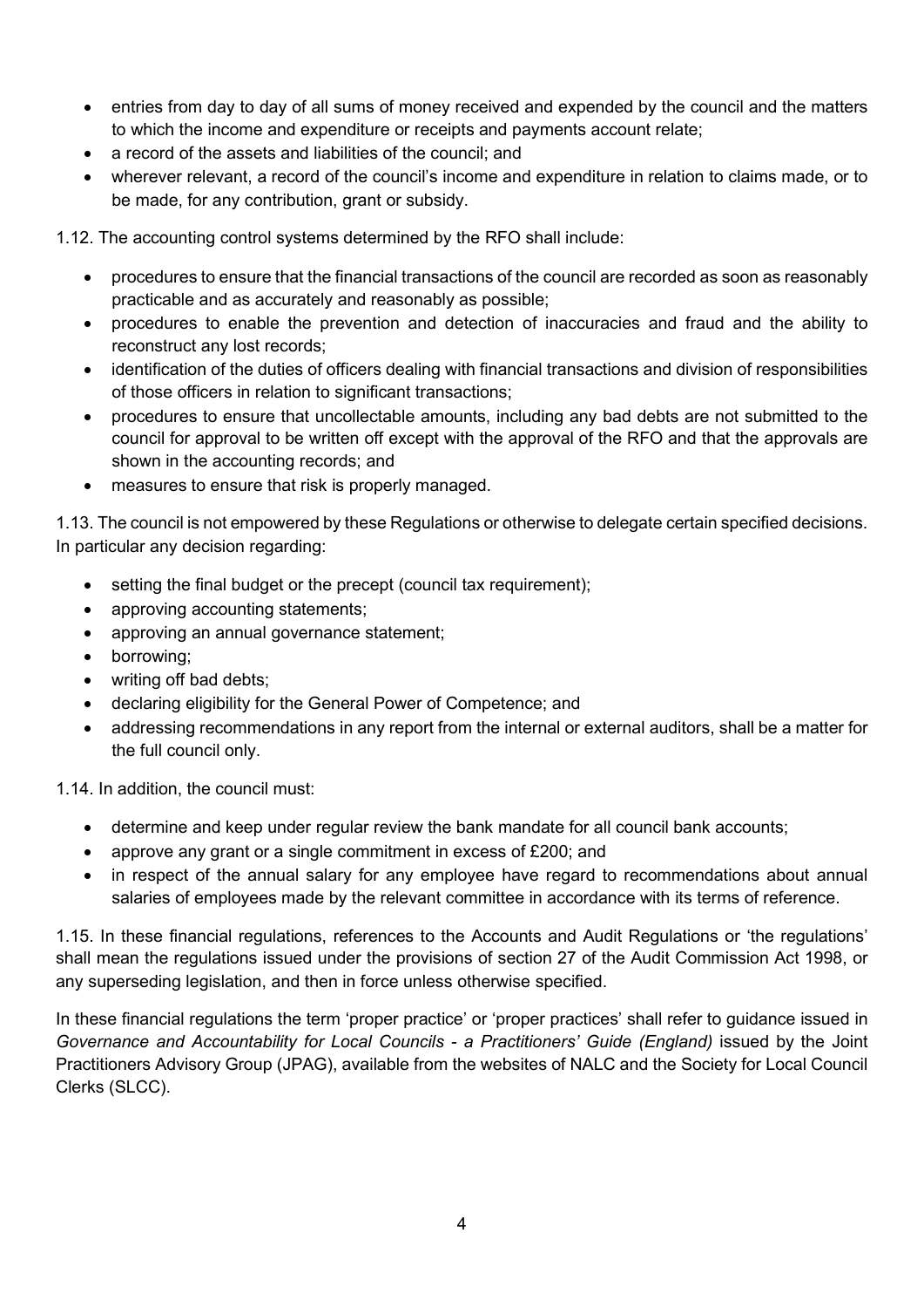- entries from day to day of all sums of money received and expended by the council and the matters to which the income and expenditure or receipts and payments account relate;
- a record of the assets and liabilities of the council; and
- wherever relevant, a record of the council's income and expenditure in relation to claims made, or to be made, for any contribution, grant or subsidy.

1.12. The accounting control systems determined by the RFO shall include:

- procedures to ensure that the financial transactions of the council are recorded as soon as reasonably practicable and as accurately and reasonably as possible;
- procedures to enable the prevention and detection of inaccuracies and fraud and the ability to reconstruct any lost records;
- identification of the duties of officers dealing with financial transactions and division of responsibilities of those officers in relation to significant transactions;
- procedures to ensure that uncollectable amounts, including any bad debts are not submitted to the council for approval to be written off except with the approval of the RFO and that the approvals are shown in the accounting records; and
- measures to ensure that risk is properly managed.

1.13. The council is not empowered by these Regulations or otherwise to delegate certain specified decisions. In particular any decision regarding:

- setting the final budget or the precept (council tax requirement);
- approving accounting statements;
- approving an annual governance statement;
- borrowing;
- writing off bad debts;
- declaring eligibility for the General Power of Competence; and
- addressing recommendations in any report from the internal or external auditors, shall be a matter for the full council only.

1.14. In addition, the council must:

- determine and keep under regular review the bank mandate for all council bank accounts;
- approve any grant or a single commitment in excess of £200; and
- in respect of the annual salary for any employee have regard to recommendations about annual salaries of employees made by the relevant committee in accordance with its terms of reference.

1.15. In these financial regulations, references to the Accounts and Audit Regulations or 'the regulations' shall mean the regulations issued under the provisions of section 27 of the Audit Commission Act 1998, or any superseding legislation, and then in force unless otherwise specified.

In these financial regulations the term 'proper practice' or 'proper practices' shall refer to guidance issued in *Governance and Accountability for Local Councils - a Practitioners' Guide (England)* issued by the Joint Practitioners Advisory Group (JPAG), available from the websites of NALC and the Society for Local Council Clerks (SLCC).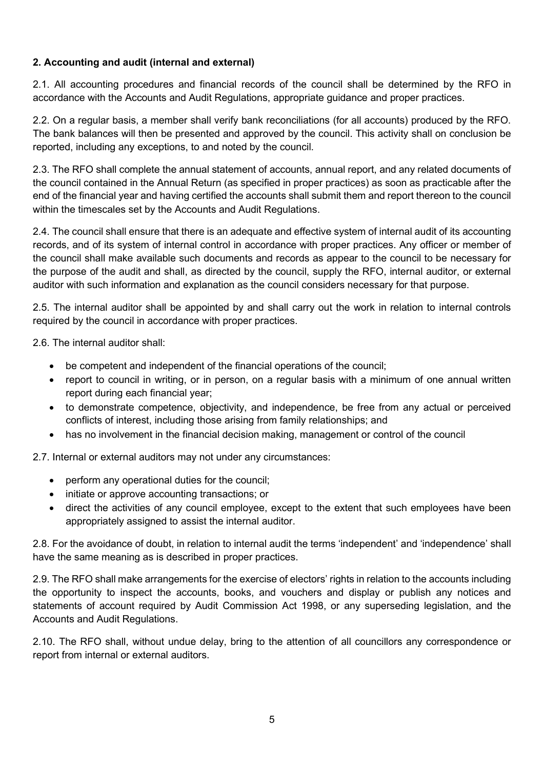**2. Accounting and audit (internal and external)**

2.1. All accounting procedures and financial records of the council shall be determined by the RFO in accordance with the Accounts and Audit Regulations, appropriate guidance and proper practices.

2.2. On a regular basis, a member shall verify bank reconciliations (for all accounts) produced by the RFO. The bank balances will then be presented and approved by the council. This activity shall on conclusion be reported, including any exceptions, to and noted by the council.

2.3. The RFO shall complete the annual statement of accounts, annual report, and any related documents of the council contained in the Annual Return (as specified in proper practices) as soon as practicable after the end of the financial year and having certified the accounts shall submit them and report thereon to the council within the timescales set by the Accounts and Audit Regulations.

2.4. The council shall ensure that there is an adequate and effective system of internal audit of its accounting records, and of its system of internal control in accordance with proper practices. Any officer or member of the council shall make available such documents and records as appear to the council to be necessary for the purpose of the audit and shall, as directed by the council, supply the RFO, internal auditor, or external auditor with such information and explanation as the council considers necessary for that purpose.

2.5. The internal auditor shall be appointed by and shall carry out the work in relation to internal controls required by the council in accordance with proper practices.

2.6. The internal auditor shall:

- be competent and independent of the financial operations of the council;
- report to council in writing, or in person, on a regular basis with a minimum of one annual written report during each financial year;
- to demonstrate competence, objectivity, and independence, be free from any actual or perceived conflicts of interest, including those arising from family relationships; and
- has no involvement in the financial decision making, management or control of the council

2.7. Internal or external auditors may not under any circumstances:

- perform any operational duties for the council;
- initiate or approve accounting transactions; or
- direct the activities of any council employee, except to the extent that such employees have been appropriately assigned to assist the internal auditor.

2.8. For the avoidance of doubt, in relation to internal audit the terms 'independent' and 'independence' shall have the same meaning as is described in proper practices.

2.9. The RFO shall make arrangements for the exercise of electors' rights in relation to the accounts including the opportunity to inspect the accounts, books, and vouchers and display or publish any notices and statements of account required by Audit Commission Act 1998, or any superseding legislation, and the Accounts and Audit Regulations.

2.10. The RFO shall, without undue delay, bring to the attention of all councillors any correspondence or report from internal or external auditors.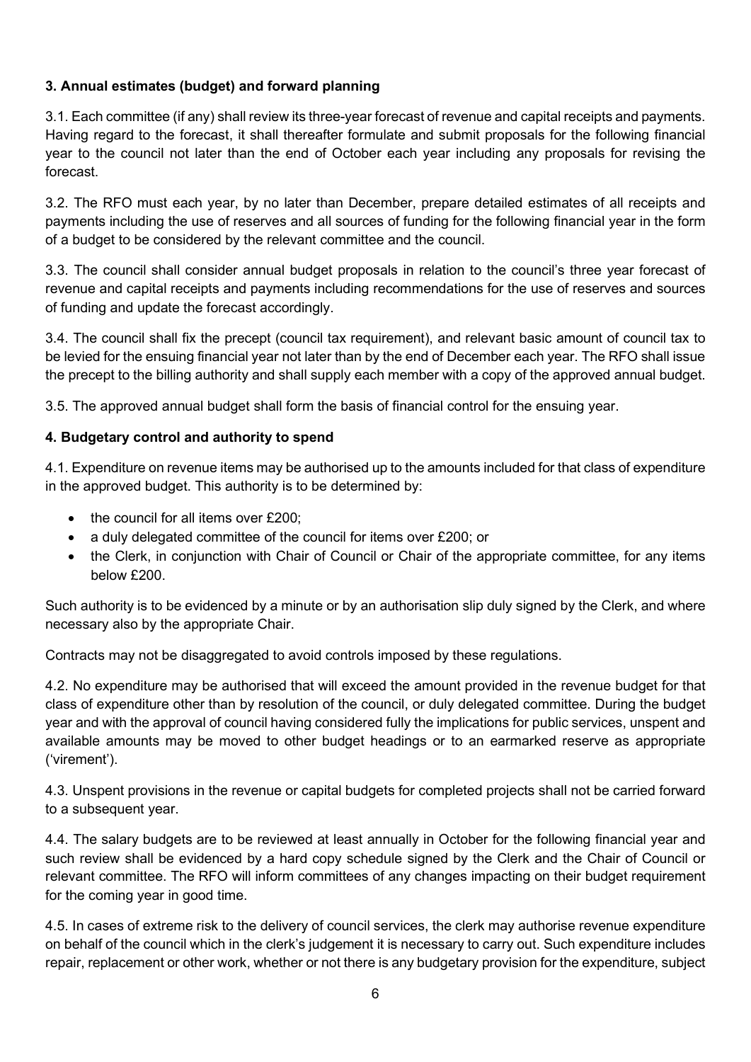### 3. Annual estimates (budget) and forward planning

3.1. Each committee (if any) shall review its three-year forecast of revenue and capital receipts and payments. Having regard to the forecast, it shall thereafter formulate and submit proposals for the following financial year to the council not later than the end of October each year including any proposals for revising the forecast.

3.2. The RFO must each year, by no later than December, prepare detailed estimates of all receipts and payments including the use of reserves and all sources of funding for the following financial year in the form of a budget to be considered by the relevant committee and the council.

3.3. The council shall consider annual budget proposals in relation to the council's three year forecast of revenue and capital receipts and payments including recommendations for the use of reserves and sources of funding and update the forecast accordingly.

3.4. The council shall fix the precept (council tax requirement), and relevant basic amount of council tax to be levied for the ensuing financial year not later than by the end of December each year. The RFO shall issue the precept to the billing authority and shall supply each member with a copy of the approved annual budget.

3.5. The approved annual budget shall form the basis of financial control for the ensuing year.

### 4. Budgetary control and authority to spend

4.1. Expenditure on revenue items may be authorised up to the amounts included for that class of expenditure in the approved budget. This authority is to be determined by:

- the council for all items over £200;
- a duly delegated committee of the council for items over £200; or
- the Clerk, in conjunction with Chair of Council or Chair of the appropriate committee, for any items below £200.

Such authority is to be evidenced by a minute or by an authorisation slip duly signed by the Clerk, and where necessary also by the appropriate Chair.

Contracts may not be disaggregated to avoid controls imposed by these regulations.

4.2. No expenditure may be authorised that will exceed the amount provided in the revenue budget for that class of expenditure other than by resolution of the council, or duly delegated committee. During the budget year and with the approval of council having considered fully the implications for public services, unspent and available amounts may be moved to other budget headings or to an earmarked reserve as appropriate ('virement').

4.3. Unspent provisions in the revenue or capital budgets for completed projects shall not be carried forward to a subsequent year.

4.4. The salary budgets are to be reviewed at least annually in October for the following financial year and such review shall be evidenced by a hard copy schedule signed by the Clerk and the Chair of Council or relevant committee. The RFO will inform committees of any changes impacting on their budget requirement for the coming year in good time.

4.5. In cases of extreme risk to the delivery of council services, the clerk may authorise revenue expenditure on behalf of the council which in the clerk's judgement it is necessary to carry out. Such expenditure includes repair, replacement or other work, whether or not there is any budgetary provision for the expenditure, subject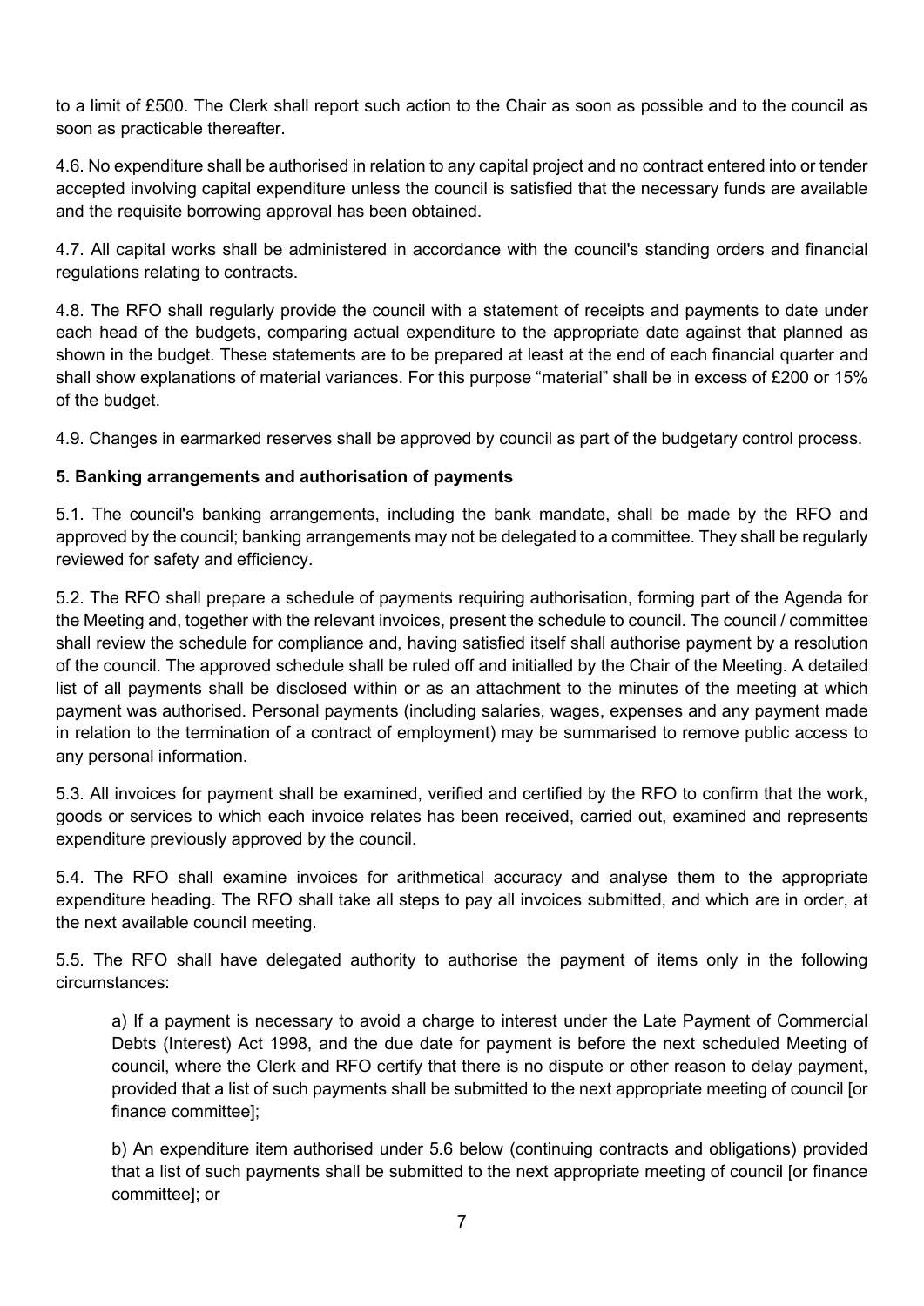to a limit of £500. The Clerk shall report such action to the Chair as soon as possible and to the council as soon as practicable thereafter.

4.6. No expenditure shall be authorised in relation to any capital project and no contract entered into or tender accepted involving capital expenditure unless the council is satisfied that the necessary funds are available and the requisite borrowing approval has been obtained.

4.7. All capital works shall be administered in accordance with the council's standing orders and financial regulations relating to contracts.

4.8. The RFO shall regularly provide the council with a statement of receipts and payments to date under each head of the budgets, comparing actual expenditure to the appropriate date against that planned as shown in the budget. These statements are to be prepared at least at the end of each financial quarter and shall show explanations of material variances. For this purpose "material" shall be in excess of £200 or 15% of the budget.

4.9. Changes in earmarked reserves shall be approved by council as part of the budgetary control process.

**5. Banking arrangements and authorisation of payments**

5.1. The council's banking arrangements, including the bank mandate, shall be made by the RFO and approved by the council; banking arrangements may not be delegated to a committee. They shall be regularly reviewed for safety and efficiency.

5.2. The RFO shall prepare a schedule of payments requiring authorisation, forming part of the Agenda for the Meeting and, together with the relevant invoices, present the schedule to council. The council / committee shall review the schedule for compliance and, having satisfied itself shall authorise payment by a resolution of the council. The approved schedule shall be ruled off and initialled by the Chair of the Meeting. A detailed list of all payments shall be disclosed within or as an attachment to the minutes of the meeting at which payment was authorised. Personal payments (including salaries, wages, expenses and any payment made in relation to the termination of a contract of employment) may be summarised to remove public access to any personal information.

5.3. All invoices for payment shall be examined, verified and certified by the RFO to confirm that the work, goods or services to which each invoice relates has been received, carried out, examined and represents expenditure previously approved by the council.

5.4. The RFO shall examine invoices for arithmetical accuracy and analyse them to the appropriate expenditure heading. The RFO shall take all steps to pay all invoices submitted, and which are in order, at the next available council meeting.

5.5. The RFO shall have delegated authority to authorise the payment of items only in the following circumstances:

a) If a payment is necessary to avoid a charge to interest under the Late Payment of Commercial Debts (Interest) Act 1998, and the due date for payment is before the next scheduled Meeting of council, where the Clerk and RFO certify that there is no dispute or other reason to delay payment, provided that a list of such payments shall be submitted to the next appropriate meeting of council [or finance committee];

b) An expenditure item authorised under 5.6 below (continuing contracts and obligations) provided that a list of such payments shall be submitted to the next appropriate meeting of council [or finance committee]; or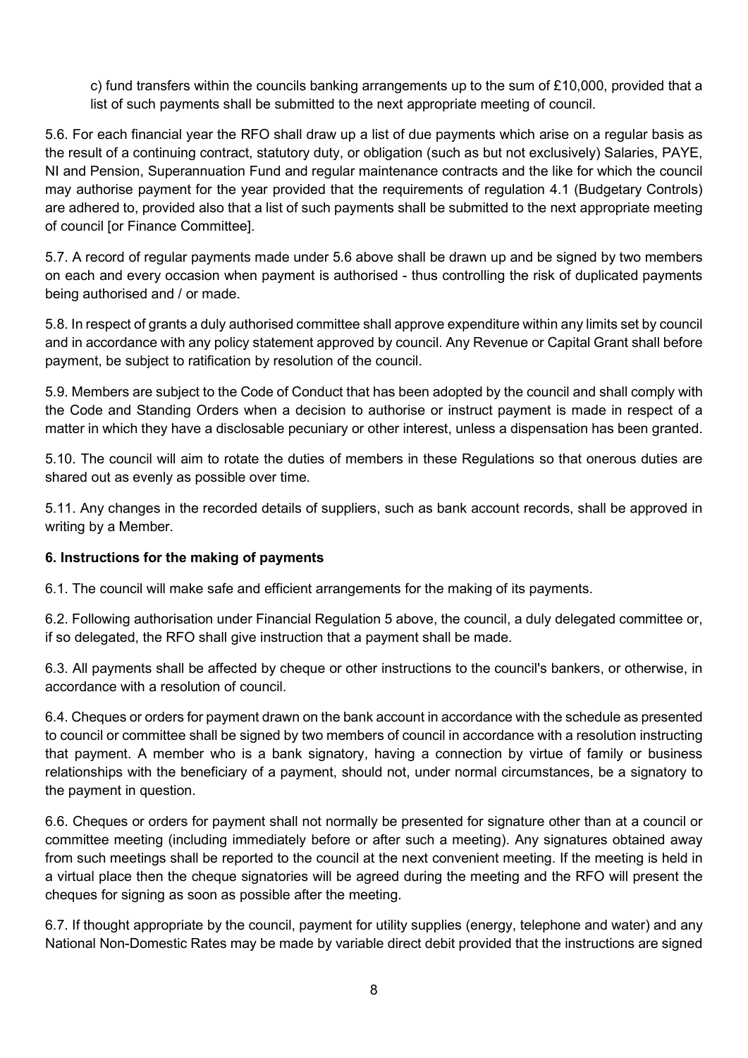c) fund transfers within the councils banking arrangements up to the sum of £10,000, provided that a list of such payments shall be submitted to the next appropriate meeting of council.

5.6. For each financial year the RFO shall draw up a list of due payments which arise on a regular basis as the result of a continuing contract, statutory duty, or obligation (such as but not exclusively) Salaries, PAYE, NI and Pension, Superannuation Fund and regular maintenance contracts and the like for which the council may authorise payment for the year provided that the requirements of regulation 4.1 (Budgetary Controls) are adhered to, provided also that a list of such payments shall be submitted to the next appropriate meeting of council [or Finance Committee].

5.7. A record of regular payments made under 5.6 above shall be drawn up and be signed by two members on each and every occasion when payment is authorised - thus controlling the risk of duplicated payments being authorised and / or made.

5.8. In respect of grants a duly authorised committee shall approve expenditure within any limits set by council and in accordance with any policy statement approved by council. Any Revenue or Capital Grant shall before payment, be subject to ratification by resolution of the council.

5.9. Members are subject to the Code of Conduct that has been adopted by the council and shall comply with the Code and Standing Orders when a decision to authorise or instruct payment is made in respect of a matter in which they have a disclosable pecuniary or other interest, unless a dispensation has been granted.

5.10. The council will aim to rotate the duties of members in these Regulations so that onerous duties are shared out as evenly as possible over time.

5.11. Any changes in the recorded details of suppliers, such as bank account records, shall be approved in writing by a Member.

**6. Instructions for the making of payments**

6.1. The council will make safe and efficient arrangements for the making of its payments.

6.2. Following authorisation under Financial Regulation 5 above, the council, a duly delegated committee or, if so delegated, the RFO shall give instruction that a payment shall be made.

6.3. All payments shall be affected by cheque or other instructions to the council's bankers, or otherwise, in accordance with a resolution of council.

6.4. Cheques or orders for payment drawn on the bank account in accordance with the schedule as presented to council or committee shall be signed by two members of council in accordance with a resolution instructing that payment. A member who is a bank signatory, having a connection by virtue of family or business relationships with the beneficiary of a payment, should not, under normal circumstances, be a signatory to the payment in question.

6.6. Cheques or orders for payment shall not normally be presented for signature other than at a council or committee meeting (including immediately before or after such a meeting). Any signatures obtained away from such meetings shall be reported to the council at the next convenient meeting. If the meeting is held in a virtual place then the cheque signatories will be agreed during the meeting and the RFO will present the cheques for signing as soon as possible after the meeting.

6.7. If thought appropriate by the council, payment for utility supplies (energy, telephone and water) and any National Non-Domestic Rates may be made by variable direct debit provided that the instructions are signed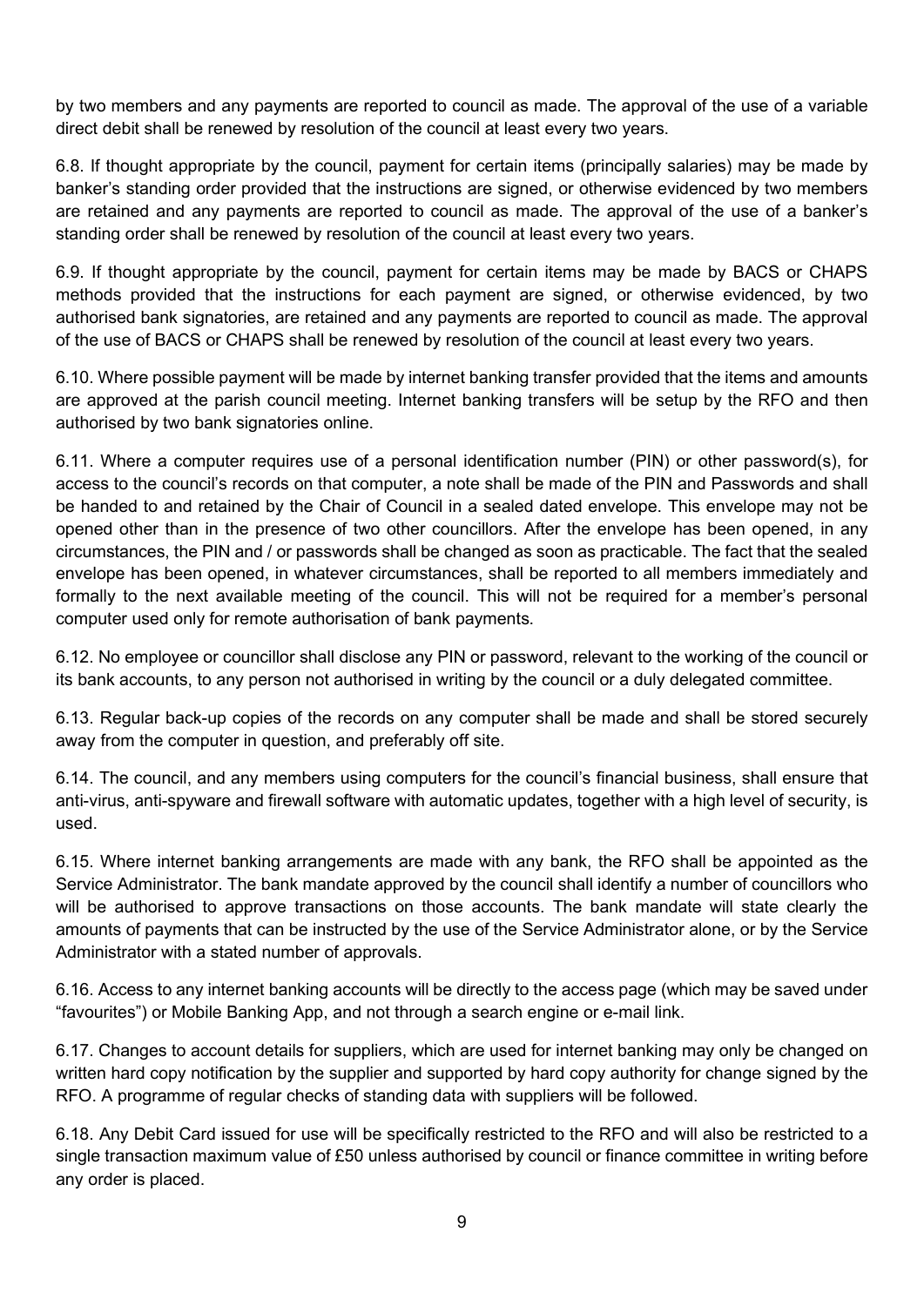by two members and any payments are reported to council as made. The approval of the use of a variable direct debit shall be renewed by resolution of the council at least every two years.

6.8. If thought appropriate by the council, payment for certain items (principally salaries) may be made by banker's standing order provided that the instructions are signed, or otherwise evidenced by two members are retained and any payments are reported to council as made. The approval of the use of a banker's standing order shall be renewed by resolution of the council at least every two years.

6.9. If thought appropriate by the council, payment for certain items may be made by BACS or CHAPS methods provided that the instructions for each payment are signed, or otherwise evidenced, by two authorised bank signatories, are retained and any payments are reported to council as made. The approval of the use of BACS or CHAPS shall be renewed by resolution of the council at least every two years.

6.10. Where possible payment will be made by internet banking transfer provided that the items and amounts are approved at the parish council meeting. Internet banking transfers will be setup by the RFO and then authorised by two bank signatories online.

6.11. Where a computer requires use of a personal identification number (PIN) or other password(s), for access to the council's records on that computer, a note shall be made of the PIN and Passwords and shall be handed to and retained by the Chair of Council in a sealed dated envelope. This envelope may not be opened other than in the presence of two other councillors. After the envelope has been opened, in any circumstances, the PIN and / or passwords shall be changed as soon as practicable. The fact that the sealed envelope has been opened, in whatever circumstances, shall be reported to all members immediately and formally to the next available meeting of the council. This will not be required for a member's personal computer used only for remote authorisation of bank payments.

6.12. No employee or councillor shall disclose any PIN or password, relevant to the working of the council or its bank accounts, to any person not authorised in writing by the council or a duly delegated committee.

6.13. Regular back-up copies of the records on any computer shall be made and shall be stored securely away from the computer in question, and preferably off site.

6.14. The council, and any members using computers for the council's financial business, shall ensure that anti-virus, anti-spyware and firewall software with automatic updates, together with a high level of security, is used.

6.15. Where internet banking arrangements are made with any bank, the RFO shall be appointed as the Service Administrator. The bank mandate approved by the council shall identify a number of councillors who will be authorised to approve transactions on those accounts. The bank mandate will state clearly the amounts of payments that can be instructed by the use of the Service Administrator alone, or by the Service Administrator with a stated number of approvals.

6.16. Access to any internet banking accounts will be directly to the access page (which may be saved under "favourites") or Mobile Banking App, and not through a search engine or e-mail link.

6.17. Changes to account details for suppliers, which are used for internet banking may only be changed on written hard copy notification by the supplier and supported by hard copy authority for change signed by the RFO. A programme of regular checks of standing data with suppliers will be followed.

6.18. Any Debit Card issued for use will be specifically restricted to the RFO and will also be restricted to a single transaction maximum value of £50 unless authorised by council or finance committee in writing before any order is placed.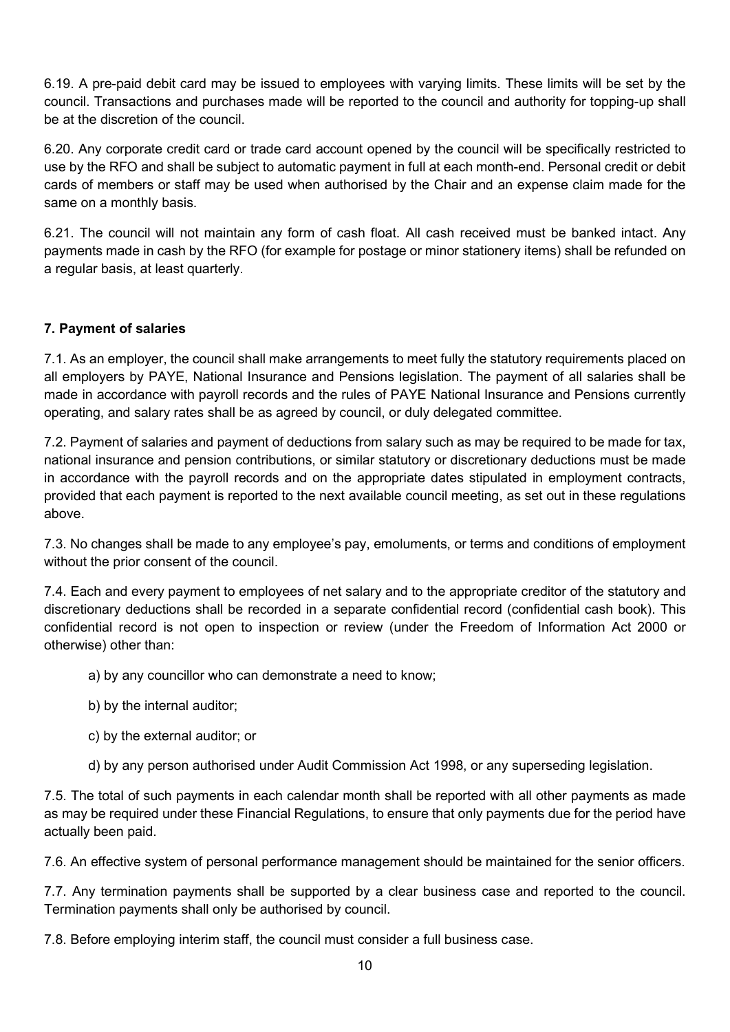6.19. A pre-paid debit card may be issued to employees with varying limits. These limits will be set by the council. Transactions and purchases made will be reported to the council and authority for topping-up shall be at the discretion of the council.

6.20. Any corporate credit card or trade card account opened by the council will be specifically restricted to use by the RFO and shall be subject to automatic payment in full at each month-end. Personal credit or debit cards of members or staff may be used when authorised by the Chair and an expense claim made for the same on a monthly basis.

6.21. The council will not maintain any form of cash float. All cash received must be banked intact. Any payments made in cash by the RFO (for example for postage or minor stationery items) shall be refunded on a regular basis, at least quarterly.

**7. Payment of salaries**

7.1. As an employer, the council shall make arrangements to meet fully the statutory requirements placed on all employers by PAYE, National Insurance and Pensions legislation. The payment of all salaries shall be made in accordance with payroll records and the rules of PAYE National Insurance and Pensions currently operating, and salary rates shall be as agreed by council, or duly delegated committee.

7.2. Payment of salaries and payment of deductions from salary such as may be required to be made for tax, national insurance and pension contributions, or similar statutory or discretionary deductions must be made in accordance with the payroll records and on the appropriate dates stipulated in employment contracts, provided that each payment is reported to the next available council meeting, as set out in these regulations above.

7.3. No changes shall be made to any employee's pay, emoluments, or terms and conditions of employment without the prior consent of the council.

7.4. Each and every payment to employees of net salary and to the appropriate creditor of the statutory and discretionary deductions shall be recorded in a separate confidential record (confidential cash book). This confidential record is not open to inspection or review (under the Freedom of Information Act 2000 or otherwise) other than:

a) by any councillor who can demonstrate a need to know;

b) by the internal auditor;

c) by the external auditor; or

d) by any person authorised under Audit Commission Act 1998, or any superseding legislation.

7.5. The total of such payments in each calendar month shall be reported with all other payments as made as may be required under these Financial Regulations, to ensure that only payments due for the period have actually been paid.

7.6. An effective system of personal performance management should be maintained for the senior officers.

7.7. Any termination payments shall be supported by a clear business case and reported to the council. Termination payments shall only be authorised by council.

7.8. Before employing interim staff, the council must consider a full business case.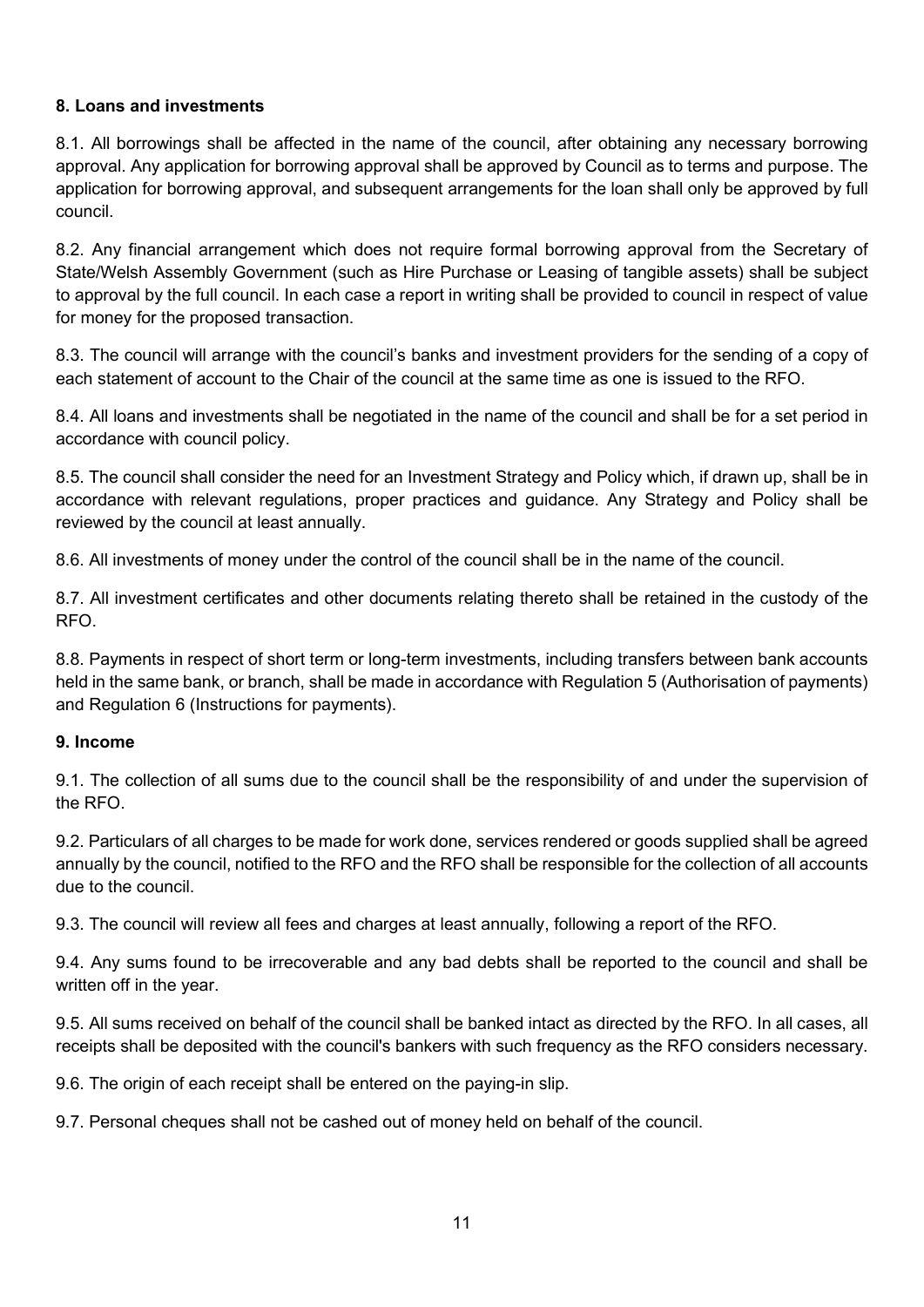**8. Loans and investments**

8.1. All borrowings shall be affected in the name of the council, after obtaining any necessary borrowing approval. Any application for borrowing approval shall be approved by Council as to terms and purpose. The application for borrowing approval, and subsequent arrangements for the loan shall only be approved by full council.

8.2. Any financial arrangement which does not require formal borrowing approval from the Secretary of State/Welsh Assembly Government (such as Hire Purchase or Leasing of tangible assets) shall be subject to approval by the full council. In each case a report in writing shall be provided to council in respect of value for money for the proposed transaction.

8.3. The council will arrange with the council's banks and investment providers for the sending of a copy of each statement of account to the Chair of the council at the same time as one is issued to the RFO.

8.4. All loans and investments shall be negotiated in the name of the council and shall be for a set period in accordance with council policy.

8.5. The council shall consider the need for an Investment Strategy and Policy which, if drawn up, shall be in accordance with relevant regulations, proper practices and guidance. Any Strategy and Policy shall be reviewed by the council at least annually.

8.6. All investments of money under the control of the council shall be in the name of the council.

8.7. All investment certificates and other documents relating thereto shall be retained in the custody of the RFO.

8.8. Payments in respect of short term or long-term investments, including transfers between bank accounts held in the same bank, or branch, shall be made in accordance with Regulation 5 (Authorisation of payments) and Regulation 6 (Instructions for payments).

**9. Income**

9.1. The collection of all sums due to the council shall be the responsibility of and under the supervision of the RFO.

9.2. Particulars of all charges to be made for work done, services rendered or goods supplied shall be agreed annually by the council, notified to the RFO and the RFO shall be responsible for the collection of all accounts due to the council.

9.3. The council will review all fees and charges at least annually, following a report of the RFO.

9.4. Any sums found to be irrecoverable and any bad debts shall be reported to the council and shall be written off in the year.

9.5. All sums received on behalf of the council shall be banked intact as directed by the RFO. In all cases, all receipts shall be deposited with the council's bankers with such frequency as the RFO considers necessary.

9.6. The origin of each receipt shall be entered on the paying-in slip.

9.7. Personal cheques shall not be cashed out of money held on behalf of the council.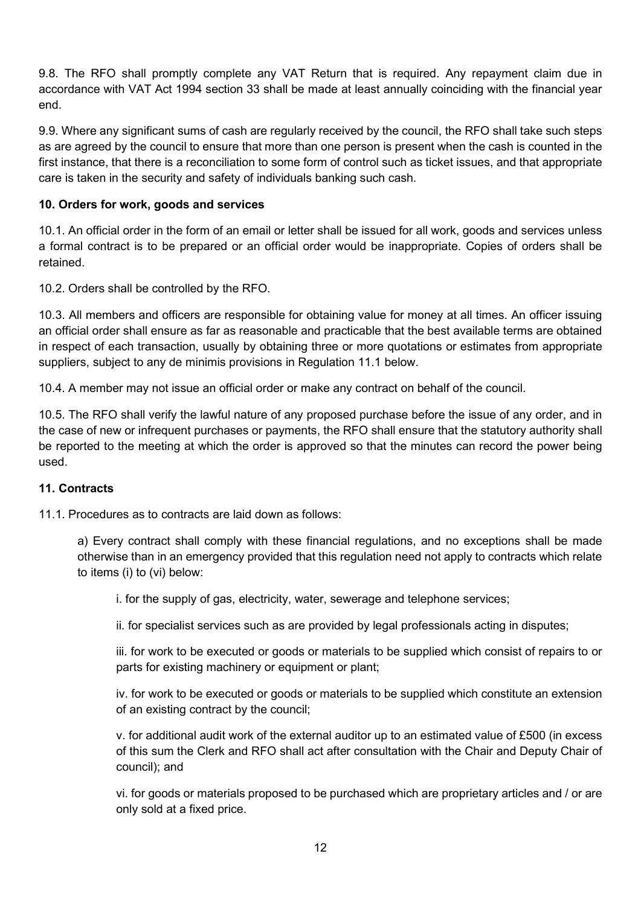9.8. The RFO shall promptly complete any VAT Return that is required. Any repayment claim due in accordance with VAT Act 1994 section 33 shall be made at least annually coinciding with the financial year end.

9.9. Where any significant sums of cash are regularly received by the council, the RFO shall take such steps as are agreed by the council to ensure that more than one person is present when the cash is counted in the first instance, that there is a reconciliation to some form of control such as ticket issues, and that appropriate care is taken in the security and safety of individuals banking such cash.

**10. Orders for work, goods and services**

10.1. An official order in the form of an email or letter shall be issued for all work, goods and services unless a formal contract is to be prepared or an official order would be inappropriate. Copies of orders shall be retained.

10.2. Orders shall be controlled by the RFO.

10.3. All members and officers are responsible for obtaining value for money at all times. An officer issuing an official order shall ensure as far as reasonable and practicable that the best available terms are obtained in respect of each transaction, usually by obtaining three or more quotations or estimates from appropriate suppliers, subject to any de minimis provisions in Regulation 11.1 below.

10.4. A member may not issue an official order or make any contract on behalf of the council.

10.5. The RFO shall verify the lawful nature of any proposed purchase before the issue of any order, and in the case of new or infrequent purchases or payments, the RFO shall ensure that the statutory authority shall be reported to the meeting at which the order is approved so that the minutes can record the power being used.

**11. Contracts**

11.1. Procedures as to contracts are laid down as follows:

a) Every contract shall comply with these financial regulations, and no exceptions shall be made otherwise than in an emergency provided that this regulation need not apply to contracts which relate to items (i) to (vi) below:

i. for the supply of gas, electricity, water, sewerage and telephone services;

ii. for specialist services such as are provided by legal professionals acting in disputes;

iii. for work to be executed or goods or materials to be supplied which consist of repairs to or parts for existing machinery or equipment or plant;

iv. for work to be executed or goods or materials to be supplied which constitute an extension of an existing contract by the council;

v. for additional audit work of the external auditor up to an estimated value of £500 (in excess of this sum the Clerk and RFO shall act after consultation with the Chair and Deputy Chair of council); and

vi. for goods or materials proposed to be purchased which are proprietary articles and / or are only sold at a fixed price.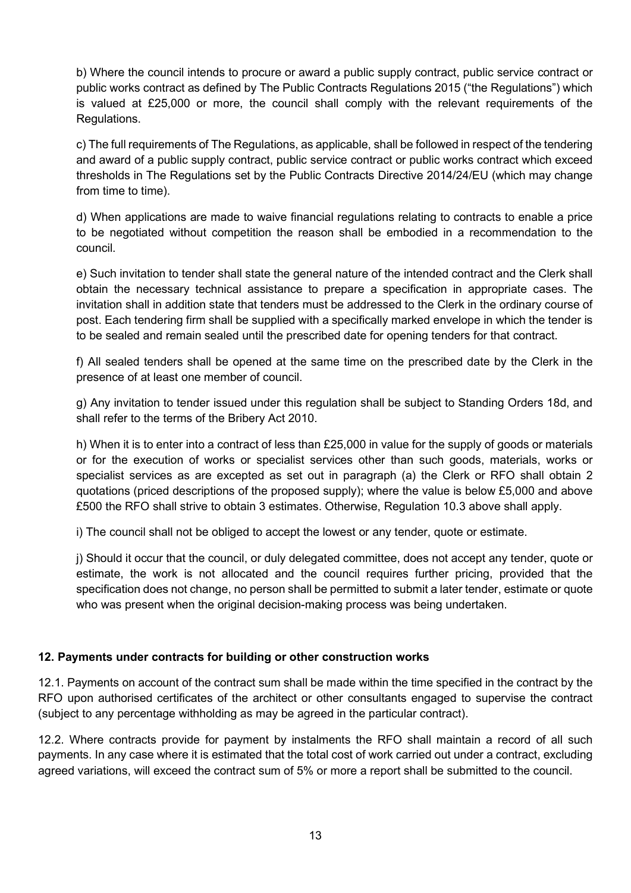b) Where the council intends to procure or award a public supply contract, public service contract or public works contract as defined by The Public Contracts Regulations 2015 ("the Regulations") which is valued at £25,000 or more, the council shall comply with the relevant requirements of the Regulations.

c) The full requirements of The Regulations, as applicable, shall be followed in respect of the tendering and award of a public supply contract, public service contract or public works contract which exceed thresholds in The Regulations set by the Public Contracts Directive 2014/24/EU (which may change from time to time).

d) When applications are made to waive financial regulations relating to contracts to enable a price to be negotiated without competition the reason shall be embodied in a recommendation to the council.

e) Such invitation to tender shall state the general nature of the intended contract and the Clerk shall obtain the necessary technical assistance to prepare a specification in appropriate cases. The invitation shall in addition state that tenders must be addressed to the Clerk in the ordinary course of post. Each tendering firm shall be supplied with a specifically marked envelope in which the tender is to be sealed and remain sealed until the prescribed date for opening tenders for that contract.

f) All sealed tenders shall be opened at the same time on the prescribed date by the Clerk in the presence of at least one member of council.

g) Any invitation to tender issued under this regulation shall be subject to Standing Orders 18d, and shall refer to the terms of the Bribery Act 2010.

h) When it is to enter into a contract of less than £25,000 in value for the supply of goods or materials or for the execution of works or specialist services other than such goods, materials, works or specialist services as are excepted as set out in paragraph (a) the Clerk or RFO shall obtain 2 quotations (priced descriptions of the proposed supply); where the value is below £5,000 and above £500 the RFO shall strive to obtain 3 estimates. Otherwise, Regulation 10.3 above shall apply.

i) The council shall not be obliged to accept the lowest or any tender, quote or estimate.

j) Should it occur that the council, or duly delegated committee, does not accept any tender, quote or estimate, the work is not allocated and the council requires further pricing, provided that the specification does not change, no person shall be permitted to submit a later tender, estimate or quote who was present when the original decision-making process was being undertaken.

## 12. Payments under contracts for building or other construction works

12.1. Payments on account of the contract sum shall be made within the time specified in the contract by the RFO upon authorised certificates of the architect or other consultants engaged to supervise the contract (subject to any percentage withholding as may be agreed in the particular contract).

12.2. Where contracts provide for payment by instalments the RFO shall maintain a record of all such payments. In any case where it is estimated that the total cost of work carried out under a contract, excluding agreed variations, will exceed the contract sum of 5% or more a report shall be submitted to the council.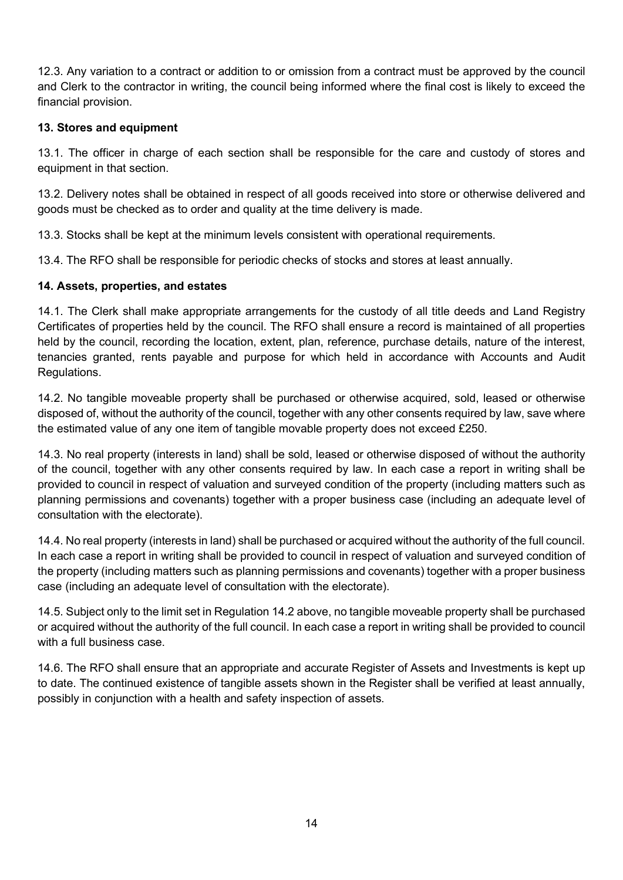12.3. Any variation to a contract or addition to or omission from a contract must be approved by the council and Clerk to the contractor in writing, the council being informed where the final cost is likely to exceed the financial provision.

**13. Stores and equipment**

13.1. The officer in charge of each section shall be responsible for the care and custody of stores and equipment in that section.

13.2. Delivery notes shall be obtained in respect of all goods received into store or otherwise delivered and goods must be checked as to order and quality at the time delivery is made.

13.3. Stocks shall be kept at the minimum levels consistent with operational requirements.

13.4. The RFO shall be responsible for periodic checks of stocks and stores at least annually.

**14. Assets, properties, and estates**

14.1. The Clerk shall make appropriate arrangements for the custody of all title deeds and Land Registry Certificates of properties held by the council. The RFO shall ensure a record is maintained of all properties held by the council, recording the location, extent, plan, reference, purchase details, nature of the interest, tenancies granted, rents payable and purpose for which held in accordance with Accounts and Audit Regulations.

14.2. No tangible moveable property shall be purchased or otherwise acquired, sold, leased or otherwise disposed of, without the authority of the council, together with any other consents required by law, save where the estimated value of any one item of tangible movable property does not exceed £250.

14.3. No real property (interests in land) shall be sold, leased or otherwise disposed of without the authority of the council, together with any other consents required by law. In each case a report in writing shall be provided to council in respect of valuation and surveyed condition of the property (including matters such as planning permissions and covenants) together with a proper business case (including an adequate level of consultation with the electorate).

14.4. No real property (interests in land) shall be purchased or acquired without the authority of the full council. In each case a report in writing shall be provided to council in respect of valuation and surveyed condition of the property (including matters such as planning permissions and covenants) together with a proper business case (including an adequate level of consultation with the electorate).

14.5. Subject only to the limit set in Regulation 14.2 above, no tangible moveable property shall be purchased or acquired without the authority of the full council. In each case a report in writing shall be provided to council with a full business case.

14.6. The RFO shall ensure that an appropriate and accurate Register of Assets and Investments is kept up to date. The continued existence of tangible assets shown in the Register shall be verified at least annually, possibly in conjunction with a health and safety inspection of assets.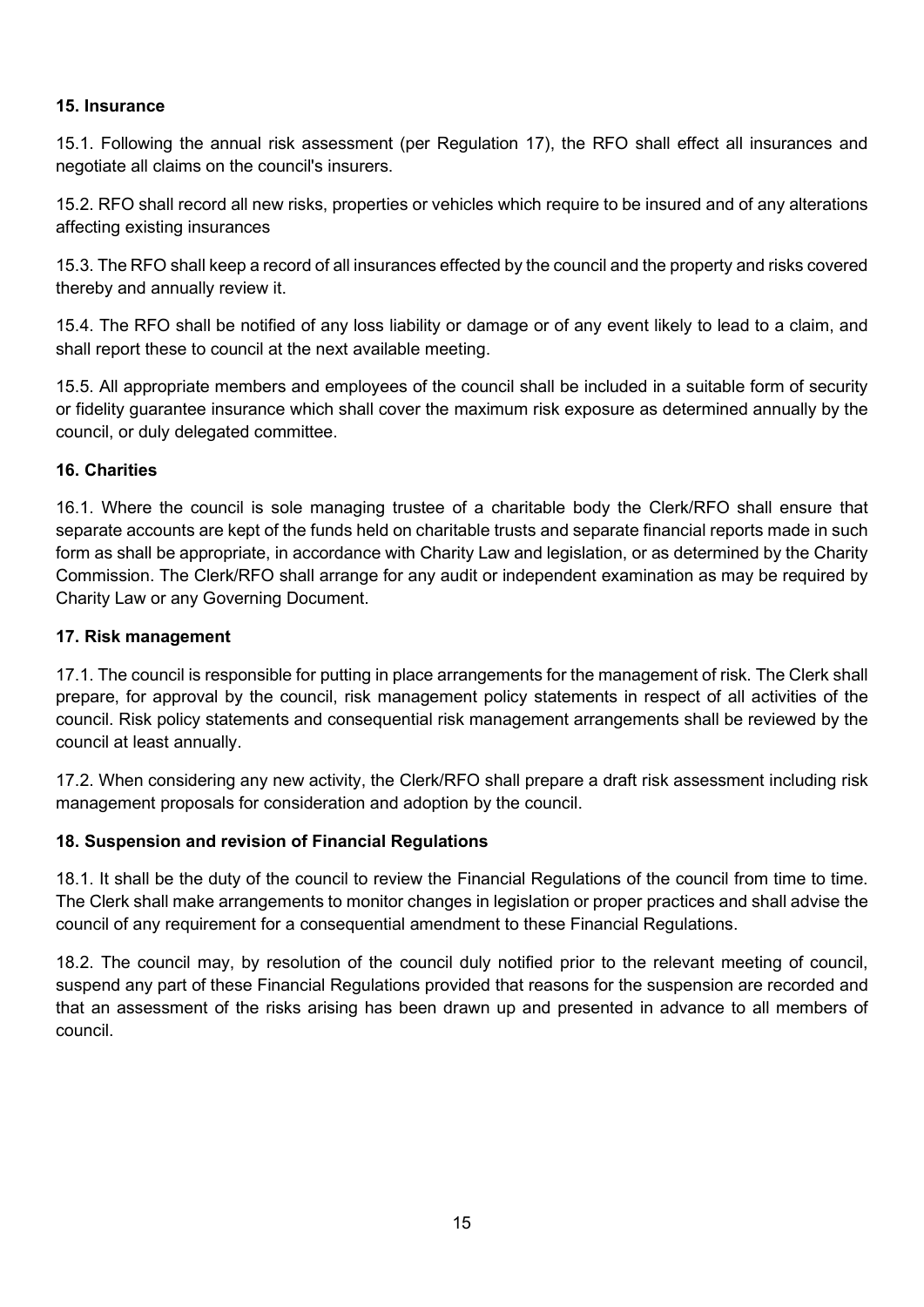### 15. Insurance

15.1. Following the annual risk assessment (per Regulation 17), the RFO shall effect all insurances and negotiate all claims on the council's insurers.

15.2. RFO shall record all new risks, properties or vehicles which require to be insured and of any alterations affecting existing insurances

15.3. The RFO shall keep a record of all insurances effected by the council and the property and risks covered thereby and annually review it.

15.4. The RFO shall be notified of any loss liability or damage or of any event likely to lead to a claim, and shall report these to council at the next available meeting.

15.5. All appropriate members and employees of the council shall be included in a suitable form of security or fidelity guarantee insurance which shall cover the maximum risk exposure as determined annually by the council, or duly delegated committee.

### 16. Charities

16.1. Where the council is sole managing trustee of a charitable body the Clerk/RFO shall ensure that separate accounts are kept of the funds held on charitable trusts and separate financial reports made in such form as shall be appropriate, in accordance with Charity Law and legislation, or as determined by the Charity Commission. The Clerk/RFO shall arrange for any audit or independent examination as may be required by Charity Law or any Governing Document.

### 17. Risk management

17.1. The council is responsible for putting in place arrangements for the management of risk. The Clerk shall prepare, for approval by the council, risk management policy statements in respect of all activities of the council. Risk policy statements and consequential risk management arrangements shall be reviewed by the council at least annually.

17.2. When considering any new activity, the Clerk/RFO shall prepare a draft risk assessment including risk management proposals for consideration and adoption by the council.

### 18. Suspension and revision of Financial Regulations

18.1. It shall be the duty of the council to review the Financial Regulations of the council from time to time. The Clerk shall make arrangements to monitor changes in legislation or proper practices and shall advise the council of any requirement for a consequential amendment to these Financial Regulations.

18.2. The council may, by resolution of the council duly notified prior to the relevant meeting of council, suspend any part of these Financial Regulations provided that reasons for the suspension are recorded and that an assessment of the risks arising has been drawn up and presented in advance to all members of council.